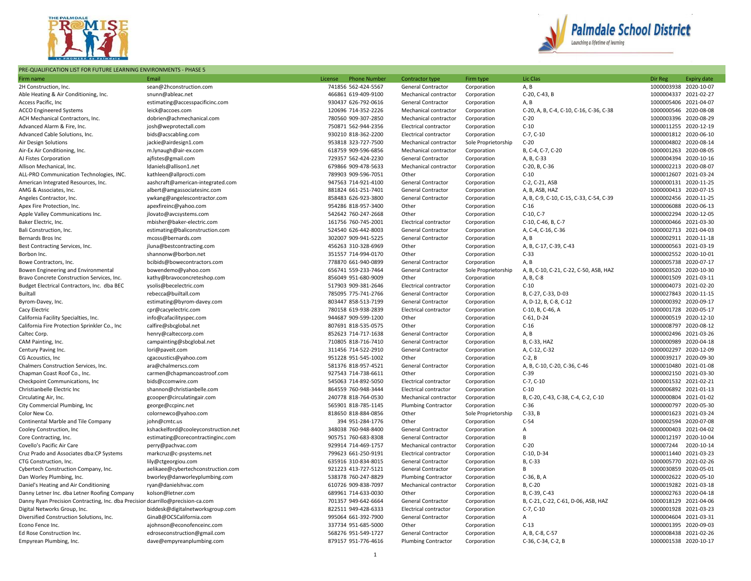PRE-QUALIFICATION LIST FOR FUTURE LEARNING ENVIRONMENTS - PHASE 5

| Firm name | Email | License | Phone Number | Contractor type | Firm type | Lic Clas | Dir Reg | Expiry date |
|---|---|---|---|---|---|---|---|---|
| 2H Construction, Inc. | sean@2hconstruction.com | 741856 | 562-424-5567 | General Contractor | Corporation | A, B | 1000003938 | 2020-10-07 |
| Able Heating & Air Conditioning, Inc. | snunn@ableac.net | 466861 | 619-409-9100 | Mechanical contractor | Corporation | C-20, C-43, B | 1000004337 | 2021-02-27 |
| Access Pacific, Inc | estimating@accesspacificinc.com | 930437 | 626-792-0616 | General Contractor | Corporation | A, B | 1000005406 | 2021-04-07 |
| ACCO Engineered Systems | leick@accoes.com | 120696 | 714-352-2226 | Mechanical contractor | Corporation | C-20, A, B, C-4, C-10, C-16, C-36, C-38 | 1000000546 | 2020-08-08 |
| ACH Mechanical Contractors, Inc. | dobrien@achmechanical.com | 780560 | 909-307-2850 | Mechanical contractor | Corporation | C-20 | 1000003396 | 2020-08-29 |
| Advanced Alarm & Fire, Inc. | josh@weprotectall.com | 750871 | 562-944-2356 | Electrical contractor | Corporation | C-10 | 1000011255 | 2020-12-19 |
| Advanced Cable Solutions, Inc. | bids@acscabling.com | 930210 | 818-362-2200 | Electrical contractor | Corporation | C-7, C-10 | 1000001812 | 2020-06-10 |
| Air Design Solutions | jackie@airdesign1.com | 953818 | 323-727-7500 | Mechanical contractor | Sole Proprietorship | C-20 | 1000004802 | 2020-08-14 |
| Air-Ex Air Conditioning, Inc. | m.lynaugh@air-ex.com | 618759 | 909-596-6856 | Mechanical contractor | Corporation | B, C-4, C-7, C-20 | 1000001263 | 2020-08-05 |
| AJ Fistes Corporation | ajfistes@gmail.com | 729357 | 562-424-2230 | General Contractor | Corporation | A, B, C-33 | 1000004394 | 2020-10-16 |
| Allison Mechanical, Inc. | ldaniels@allison1.net | 679866 | 909-478-5633 | Mechanical contractor | Corporation | C-20, B, C-36 | 1000002213 | 2020-08-07 |
| ALL-PRO Communication Technologies, INC. | kathleen@allprocti.com | 789903 | 909-596-7051 | Other | Corporation | C-10 | 1000012607 | 2021-03-24 |
| American Integrated Resources, Inc. | aashcraft@american-integrated.com | 947563 | 714-921-4100 | General Contractor | Corporation | C-2, C-21, ASB | 1000000131 | 2020-11-25 |
| AMG & Associates, Inc. | albert@amgassociatesinc.com | 881824 | 661-251-7401 | General Contractor | Corporation | A, B, ASB, HAZ | 1000000413 | 2020-07-15 |
| Angeles Contractor, Inc. | ywkang@angelescontractor.com | 858483 | 626-923-3800 | General Contractor | Corporation | A, B, C-9, C-10, C-15, C-33, C-54, C-39 | 1000002456 | 2020-11-25 |
| Apex Fire Protection, Inc. | apexfireinc@yahoo.com | 954286 | 818-957-3400 | Other | Corporation | C-16 | 1000006088 | 2020-06-13 |
| Apple Valley Communications Inc. | jlovato@avcsystems.com | 542642 | 760-247-2668 | Other | Corporation | C-10, C-7 | 1000002294 | 2020-12-05 |
| Baker Electric, Inc. | mbisher@baker-electric.com | 161756 | 760-745-2001 | Electrical contractor | Corporation | C-10, C-46, B, C-7 | 1000000466 | 2021-03-30 |
| Bali Construction, Inc. | estimating@baliconstruction.com | 524540 | 626-442-8003 | General Contractor | Corporation | A, C-4, C-16, C-36 | 1000002713 | 2021-04-03 |
| Bernards Bros Inc | mcoss@bernards.com | 302007 | 909-941-5225 | General Contractor | Corporation | A, B | 1000002911 | 2020-11-18 |
| Best Contracting Services, Inc. | jluna@bestcontracting.com | 456263 | 310-328-6969 | Other | Corporation | A, B, C-17, C-39, C-43 | 1000000563 | 2021-03-19 |
| Borbon Inc. | shannonw@borbon.net | 351557 | 714-994-0170 | Other | Corporation | C-33 | 1000002552 | 2020-10-01 |
| Bowe Contractors, Inc. | bcbids@bowecontractors.com | 778870 | 661-940-0899 | General Contractor | Corporation | A, B | 1000005738 | 2020-07-17 |
| Bowen Engineering and Environmental | bowendemo@yahoo.com | 656741 | 559-233-7464 | General Contractor | Sole Proprietorship | A, B, C-10, C-21, C-22, C-50, ASB, HAZ | 1000003520 | 2020-10-30 |
| Bravo Concrete Construction Services, Inc. | kathy@bravoconcreteshop.com | 856049 | 951-680-9009 | Other | Corporation | A, B, C-8 | 1000001509 | 2021-03-11 |
| Budget Electrical Contractors, Inc. dba BEC | ysolis@becelectric.com | 517903 | 909-381-2646 | Electrical contractor | Corporation | C-10 | 1000004073 | 2021-02-20 |
| Builtall | rebecca@builtall.com | 785095 | 775-741-2766 | General Contractor | Corporation | B, C-27, C-33, D-03 | 1000027843 | 2020-11-15 |
| Byrom-Davey, Inc. | estimating@byrom-davey.com | 803447 | 858-513-7199 | General Contractor | Corporation | A, D-12, B, C-8, C-12 | 1000000392 | 2020-09-17 |
| Cacy Electric | cpr@cacyelectric.com | 780158 | 619-938-2839 | Electrical contractor | Corporation | C-10, B, C-46, A | 1000001728 | 2020-05-17 |
| California Facility Specialties, Inc. | info@cafacilityspec.com | 944687 | 909-599-1200 | Other | Corporation | C-61, D-24 | 1000000519 | 2020-12-10 |
| California Fire Protection Sprinkler Co., Inc | calfire@sbcglobal.net | 807691 | 818-535-0575 | Other | Corporation | C-16 | 1000008797 | 2020-08-12 |
| Caltec Corp. | henry@calteccorp.com | 852623 | 714-717-1638 | General Contractor | Corporation | A, B | 1000002496 | 2021-03-26 |
| CAM Painting, Inc. | campainting@sbcglobal.net | 710805 | 818-716-7410 | General Contractor | Corporation | B, C-33, HAZ | 1000000989 | 2020-04-18 |
| Century Paving Inc. | lori@paveit.com | 311456 | 714-522-2910 | General Contractor | Corporation | A, C-12, C-32 | 1000002297 | 2020-12-09 |
| CG Acoustics, Inc | cgacoustics@yahoo.com | 951228 | 951-545-1002 | Other | Corporation | C-2, B | 1000039217 | 2020-09-30 |
| Chalmers Construction Services, Inc. | ara@chalmerscs.com | 581376 | 818-957-4521 | General Contractor | Corporation | A, B, C-10, C-20, C-36, C-46 | 1000010480 | 2021-01-08 |
| Chapman Coast Roof Co., Inc. | carmen@chapmancoastroof.com | 927543 | 714-738-6611 | Other | Corporation | C-39 | 1000002150 | 2021-03-30 |
| Checkpoint Communications, Inc | bids@ccomwire.com | 545063 | 714-892-5050 | Electrical contractor | Corporation | C-7, C-10 | 1000001532 | 2021-02-21 |
| Christianbelle Electric Inc | shannon@christianbelle.com | 864559 | 760-948-3444 | Electrical contractor | Corporation | C-10 | 1000006892 | 2021-01-13 |
| Circulating Air, Inc. | gcooper@circulatingair.com | 240778 | 818-764-0530 | Mechanical contractor | Corporation | B, C-20, C-43, C-38, C-4, C-2, C-10 | 1000000804 | 2021-01-02 |
| City Commercial Plumbing, Inc | george@ccpinc.net | 565901 | 818-785-1145 | Plumbing Contractor | Corporation | C-36 | 1000000797 | 2020-05-30 |
| Color New Co. | colornewco@yahoo.com | 818650 | 818-884-0856 | Other | Sole Proprietorship | C-33, B | 1000001623 | 2021-03-24 |
| Continental Marble and Tile Company | john@cmtc.us | 394 | 951-284-1776 | Other | Corporation | C-54 | 1000002594 | 2020-07-08 |
| Cooley Construction, Inc | kshackelford@cooleyconstruction.net | 348038 | 760-948-8400 | General Contractor | Corporation | A | 1000000403 | 2021-04-02 |
| Core Contracting, Inc. | estimating@corecontractinginc.com | 905751 | 760-683-8308 | General Contractor | Corporation | B | 1000012197 | 2020-10-04 |
| Covello's Pacific Air Care | perry@pachvac.com | 929914 | 714-469-1757 | Mechanical contractor | Corporation | C-20 | 100007244 | 2020-10-14 |
| Cruz Prado and Associates dba:CP Systems | markcruz@c-psystems.net | 799623 | 661-250-9191 | Electrical contractor | Corporation | C-10, D-34 | 1000011440 | 2021-03-23 |
| CTG Construction, Inc. | lily@ctgeorgiou.com | 635916 | 310-834-8015 | General Contractor | Corporation | B, C-33 | 1000005770 | 2021-02-26 |
| Cybertech Construction Company, Inc. | aelikaee@cybertechconstruction.com | 921223 | 413-727-5121 | General Contractor | Corporation | B | 1000030859 | 2020-05-01 |
| Dan Worley Plumbing, Inc. | bworley@danworleyplumbing.com | 538378 | 760-247-8829 | Plumbing Contractor | Corporation | C-36, B, A | 1000002622 | 2020-05-10 |
| Daniel's Heating and Air Conditioning | ryan@danielshvac.com | 610726 | 909-838-7097 | Mechanical contractor | Corporation | B, C-20 | 1000019282 | 2021-03-18 |
| Danny Letner Inc. dba Letner Roofing Company | kolson@letner.com | 689961 | 714-633-0030 | Other | Corporation | B, C-39, C-43 | 1000002763 | 2020-04-18 |
| Danny Ryan Precision Contracting, Inc. dba Precision | dcarrillo@precision-ca.com | 701357 | 949-642-6664 | General Contractor | Corporation | B, C-21, C-22, C-61, D-06, ASB, HAZ | 1000018129 | 2021-04-06 |
| Digital Networks Group, Inc. | biddesk@digitalnetworksgroup.com | 822511 | 949-428-6333 | Electrical contractor | Corporation | C-7, C-10 | 1000001928 | 2021-03-23 |
| Diversified Construction Solutions, Inc. | GinaB@DCSCalifornia.com | 995064 | 661-392-7900 | General Contractor | Corporation | A | 1000004604 | 2021-03-31 |
| Econo Fence Inc. | ajohnson@econofenceinc.com | 337734 | 951-685-5000 | Other | Corporation | C-13 | 1000001395 | 2020-09-03 |
| Ed Rose Construction Inc. | edroseconstruction@gmail.com | 568276 | 951-549-1727 | General Contractor | Corporation | A, B, C-8, C-57 | 1000008438 | 2021-02-26 |
| Empyrean Plumbing, Inc. | dave@empyreanplumbing.com | 879157 | 951-776-4616 | Plumbing Contractor | Corporation | C-36, C-34, C-2, B | 1000001538 | 2020-10-17 |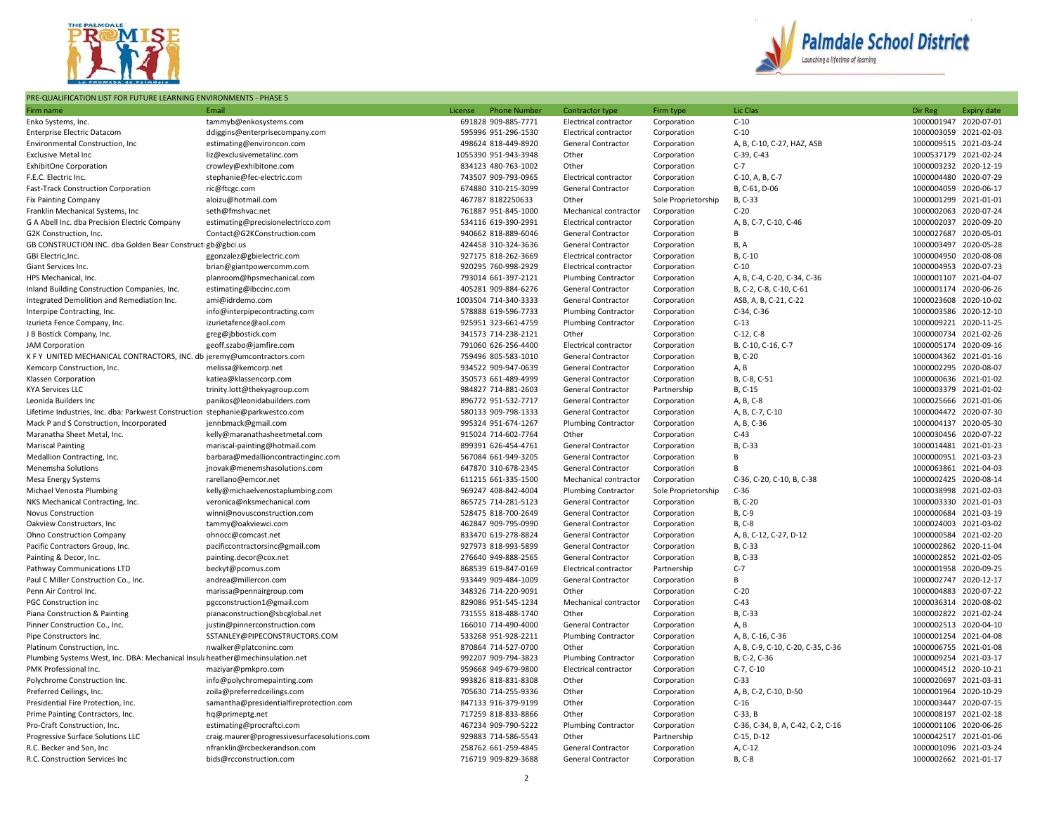PRE-QUALIFICATION LIST FOR FUTURE LEARNING ENVIRONMENTS - PHASE 5

| Firm name | Email | License | Phone Number | Contractor type | Firm type | Lic Clas | Dir Reg | Expiry date |
|---|---|---|---|---|---|---|---|---|
| Enko Systems, Inc. | tammyb@enkosystems.com | 691828 | 909-885-7771 | Electrical contractor | Corporation | C-10 | 1000001947 | 2020-07-01 |
| Enterprise Electric Datacom | ddiggins@enterprisecompany.com | 595996 | 951-296-1530 | Electrical contractor | Corporation | C-10 | 1000003059 | 2021-02-03 |
| Environmental Construction, Inc | estimating@environcon.com | 498624 | 818-449-8920 | General Contractor | Corporation | A, B, C-10, C-27, HAZ, ASB | 1000009515 | 2021-03-24 |
| Exclusive Metal Inc | liz@exclusivemetalinc.com | 1055390 | 951-943-3948 | Other | Corporation | C-39, C-43 | 1000537179 | 2021-02-24 |
| ExhibitOne Corporation | crowley@exhibitone.com | 834123 | 480-763-1002 | Other | Corporation | C-7 | 1000003232 | 2020-12-19 |
| F.E.C. Electric Inc. | stephanie@fec-electric.com | 743507 | 909-793-0965 | Electrical contractor | Corporation | C-10, A, B, C-7 | 1000004480 | 2020-07-29 |
| Fast-Track Construction Corporation | ric@ftcgc.com | 674880 | 310-215-3099 | General Contractor | Corporation | B, C-61, D-06 | 1000004059 | 2020-06-17 |
| Fix Painting Company | aloizu@hotmail.com | 467787 | 8182250633 | Other | Sole Proprietorship | B, C-33 | 1000001299 | 2021-01-01 |
| Franklin Mechanical Systems, Inc | seth@fmshvac.net | 761887 | 951-845-1000 | Mechanical contractor | Corporation | C-20 | 1000002063 | 2020-07-24 |
| G A Abell Inc. dba Precision Electric Company | estimating@precisionelectricco.com | 534116 | 619-390-2991 | Electrical contractor | Corporation | A, B, C-7, C-10, C-46 | 1000002037 | 2020-09-20 |
| G2K Construction, Inc. | Contact@G2KConstruction.com | 940662 | 818-889-6046 | General Contractor | Corporation | B | 1000027687 | 2020-05-01 |
| GB CONSTRUCTION INC. dba Golden Bear Construct | gb@gbci.us | 424458 | 310-324-3636 | General Contractor | Corporation | B, A | 1000003497 | 2020-05-28 |
| GBI Electric,Inc. | ggonzalez@gbielectric.com | 927175 | 818-262-3669 | Electrical contractor | Corporation | B, C-10 | 1000004950 | 2020-08-08 |
| Giant Services Inc. | brian@giantpowercomm.com | 920295 | 760-998-2929 | Electrical contractor | Corporation | C-10 | 1000004953 | 2020-07-23 |
| HPS Mechanical, Inc. | planroom@hpsmechanical.com | 793014 | 661-397-2121 | Plumbing Contractor | Corporation | A, B, C-4, C-20, C-34, C-36 | 1000001107 | 2021-04-07 |
| Inland Building Construction Companies, Inc. | estimating@ibccinc.com | 405281 | 909-884-6276 | General Contractor | Corporation | B, C-2, C-8, C-10, C-61 | 1000001174 | 2020-06-26 |
| Integrated Demolition and Remediation Inc. | ami@idrdemo.com | 1003504 | 714-340-3333 | General Contractor | Corporation | ASB, A, B, C-21, C-22 | 1000023608 | 2020-10-02 |
| Interpipe Contracting, Inc. | info@interpipecontracting.com | 578888 | 619-596-7733 | Plumbing Contractor | Corporation | C-34, C-36 | 1000003586 | 2020-12-10 |
| Izurieta Fence Company, Inc. | izurietafence@aol.com | 925951 | 323-661-4759 | Plumbing Contractor | Corporation | C-13 | 1000009221 | 2020-11-25 |
| J B Bostick Company, Inc. | greg@jbbostick.com | 341573 | 714-238-2121 | Other | Corporation | C-12, C-8 | 1000000734 | 2021-02-26 |
| JAM Corporation | geoff.szabo@jamfire.com | 791060 | 626-256-4400 | Electrical contractor | Corporation | B, C-10, C-16, C-7 | 1000005174 | 2020-09-16 |
| K F Y UNITED MECHANICAL CONTRACTORS, INC. db | jeremy@umcontractors.com | 759496 | 805-583-1010 | General Contractor | Corporation | B, C-20 | 1000004362 | 2021-01-16 |
| Kemcorp Construction, Inc. | melissa@kemcorp.net | 934522 | 909-947-0639 | General Contractor | Corporation | A, B | 1000002295 | 2020-08-07 |
| Klassen Corporation | katiea@klassencorp.com | 350573 | 661-489-4999 | General Contractor | Corporation | B, C-8, C-51 | 1000000636 | 2021-01-02 |
| KYA Services LLC | trinity.lott@thekyagroup.com | 984827 | 714-881-2603 | General Contractor | Partnership | B, C-15 | 1000003379 | 2021-01-02 |
| Leonida Builders Inc | panikos@leonidabuilders.com | 896772 | 951-532-7717 | General Contractor | Corporation | A, B, C-8 | 1000025666 | 2021-01-06 |
| Lifetime Industries, Inc. dba: Parkwest Construction | stephanie@parkwestco.com | 580133 | 909-798-1333 | General Contractor | Corporation | A, B, C-7, C-10 | 1000004472 | 2020-07-30 |
| Mack P and S Construction, Incorporated | jennbmack@gmail.com | 995324 | 951-674-1267 | Plumbing Contractor | Corporation | A, B, C-36 | 1000004137 | 2020-05-30 |
| Maranatha Sheet Metal, Inc. | kelly@maranathasheetmetal.com | 915024 | 714-602-7764 | Other | Corporation | C-43 | 1000030456 | 2020-07-22 |
| Mariscal Painting | mariscal-painting@hotmail.com | 899391 | 626-454-4761 | General Contractor | Corporation | B, C-33 | 1000014481 | 2021-01-23 |
| Medallion Contracting, Inc. | barbara@medallioncontractinginc.com | 567084 | 661-949-3205 | General Contractor | Corporation | B | 1000000951 | 2021-03-23 |
| Menemsha Solutions | jnovak@menemshasolutions.com | 647870 | 310-678-2345 | General Contractor | Corporation | B | 1000063861 | 2021-04-03 |
| Mesa Energy Systems | rarellano@emcor.net | 611215 | 661-335-1500 | Mechanical contractor | Corporation | C-36, C-20, C-10, B, C-38 | 1000002425 | 2020-08-14 |
| Michael Venosta Plumbing | kelly@michaelvenostaplumbing.com | 969247 | 408-842-4004 | Plumbing Contractor | Sole Proprietorship | C-36 | 1000038998 | 2021-02-03 |
| NKS Mechanical Contracting, Inc. | veronica@nksmechanical.com | 865725 | 714-281-5123 | General Contractor | Corporation | B, C-20 | 1000003330 | 2021-01-03 |
| Novus Construction | winni@novusconstruction.com | 528475 | 818-700-2649 | General Contractor | Corporation | B, C-9 | 1000000684 | 2021-03-19 |
| Oakview Constructors, Inc | tammy@oakviewci.com | 462847 | 909-795-0990 | General Contractor | Corporation | B, C-8 | 1000024003 | 2021-03-02 |
| Ohno Construction Company | ohnocc@comcast.net | 833470 | 619-278-8824 | General Contractor | Corporation | A, B, C-12, C-27, D-12 | 1000000584 | 2021-02-20 |
| Pacific Contractors Group, Inc. | pacificcontractorsinc@gmail.com | 927973 | 818-993-5899 | General Contractor | Corporation | B, C-33 | 1000002862 | 2020-11-04 |
| Painting & Decor, Inc. | painting.decor@cox.net | 276640 | 949-888-2565 | General Contractor | Corporation | B, C-33 | 1000002852 | 2021-02-05 |
| Pathway Communications LTD | beckyt@pcomus.com | 868539 | 619-847-0169 | Electrical contractor | Partnership | C-7 | 1000001958 | 2020-09-25 |
| Paul C Miller Construction Co., Inc. | andrea@millercon.com | 933449 | 909-484-1009 | General Contractor | Corporation | B | 1000002747 | 2020-12-17 |
| Penn Air Control Inc. | marissa@pennairgroup.com | 348326 | 714-220-9091 | Other | Corporation | C-20 | 1000004883 | 2020-07-22 |
| PGC Construction inc | pgcconstruction1@gmail.com | 829086 | 951-545-1234 | Mechanical contractor | Corporation | C-43 | 1000036314 | 2020-08-02 |
| Piana Construction & Painting | pianaconstruction@sbcglobal.net | 731555 | 818-488-1740 | Other | Corporation | B, C-33 | 1000002822 | 2021-02-24 |
| Pinner Construction Co., Inc. | justin@pinnerconstruction.com | 166010 | 714-490-4000 | General Contractor | Corporation | A, B | 1000002513 | 2020-04-10 |
| Pipe Constructors Inc. | SSTANLEY@PIPECONSTRUCTORS.COM | 533268 | 951-928-2211 | Plumbing Contractor | Corporation | A, B, C-16, C-36 | 1000001254 | 2021-04-08 |
| Platinum Construction, Inc. | nwalker@platconinc.com | 870864 | 714-527-0700 | Other | Corporation | A, B, C-9, C-10, C-20, C-35, C-36 | 1000006755 | 2021-01-08 |
| Plumbing Systems West, Inc. DBA: Mechanical Insula | heather@mechinsulation.net | 992207 | 909-794-3823 | Plumbing Contractor | Corporation | B, C-2, C-36 | 1000009254 | 2021-03-17 |
| PMK Professional Inc. | maziyar@pmkpro.com | 959668 | 949-679-9800 | Electrical contractor | Corporation | C-7, C-10 | 1000004512 | 2020-10-21 |
| Polychrome Construction Inc. | info@polychromepainting.com | 993826 | 818-831-8308 | Other | Corporation | C-33 | 1000020697 | 2021-03-31 |
| Preferred Ceilings, Inc. | zoila@preferredceilings.com | 705630 | 714-255-9336 | Other | Corporation | A, B, C-2, C-10, D-50 | 1000001964 | 2020-10-29 |
| Presidential Fire Protection, Inc. | samantha@presidentialfireprotection.com | 847133 | 916-379-9199 | Other | Corporation | C-16 | 1000003447 | 2020-07-15 |
| Prime Painting Contractors, Inc. | hq@primeptg.net | 717259 | 818-833-8866 | Other | Corporation | C-33, B | 1000008197 | 2021-02-18 |
| Pro-Craft Construction, Inc. | estimating@procraftci.com | 467234 | 909-790-5222 | Plumbing Contractor | Corporation | C-36, C-34, B, A, C-42, C-2, C-16 | 1000001106 | 2020-06-26 |
| Progressive Surface Solutions LLC | craig.maurer@progressivesurfacesolutions.com | 929883 | 714-586-5543 | Other | Partnership | C-15, D-12 | 1000042517 | 2021-01-06 |
| R.C. Becker and Son, Inc | nfranklin@rcbeckerandson.com | 258762 | 661-259-4845 | General Contractor | Corporation | A, C-12 | 1000001096 | 2021-03-24 |
| R.C. Construction Services Inc | bids@rcconstruction.com | 716719 | 909-829-3688 | General Contractor | Corporation | B, C-8 | 1000002662 | 2021-01-17 |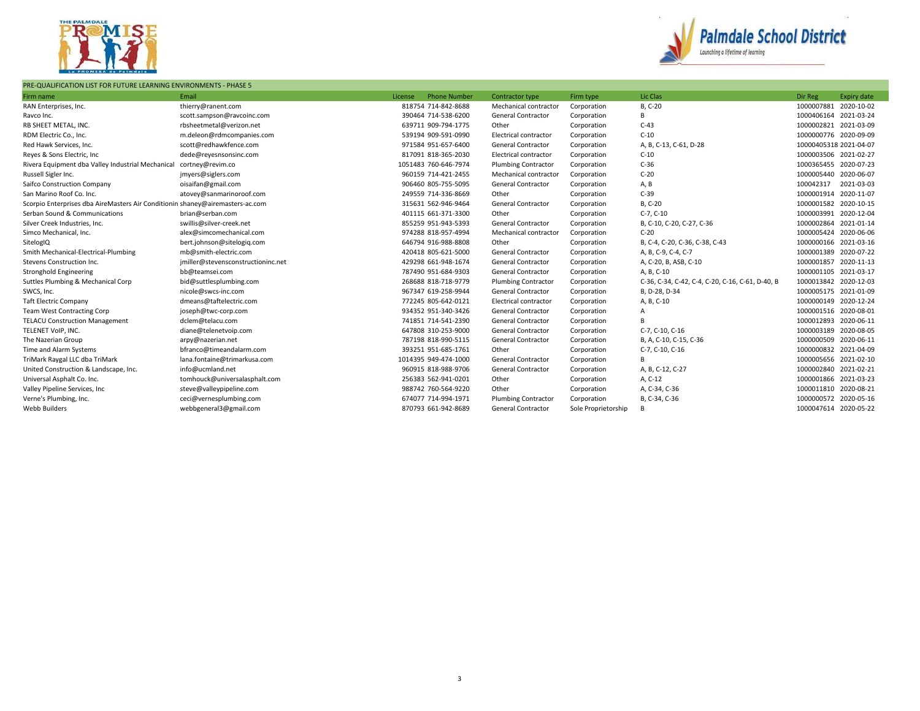THE PALMDALE PROMISE

La PROMESA de Palmdale

Palmdale School District

Launching a lifetime of learning

## PRE-QUALIFICATION LIST FOR FUTURE LEARNING ENVIRONMENTS - PHASE 5

| Firm name | Email | License | Phone Number | Contractor type | Firm type | Lic Clas | Dir Reg | Expiry date |
|---|---|---|---|---|---|---|---|---|
| RAN Enterprises, Inc. | thierry@ranent.com | 818754 | 714-842-8688 | Mechanical contractor | Corporation | B, C-20 | 1000007881 | 2020-10-02 |
| Ravco Inc. | scott.sampson@ravcoinc.com | 390464 | 714-538-6200 | General Contractor | Corporation | B | 1000406164 | 2021-03-24 |
| RB SHEET METAL, INC. | rbsheetmetal@verizon.net | 639711 | 909-794-1775 | Other | Corporation | C-43 | 1000002821 | 2021-03-09 |
| RDM Electric Co., Inc. | m.deleon@rdmcompanies.com | 539194 | 909-591-0990 | Electrical contractor | Corporation | C-10 | 1000000776 | 2020-09-09 |
| Red Hawk Services, Inc. | scott@redhawkfence.com | 971584 | 951-657-6400 | General Contractor | Corporation | A, B, C-13, C-61, D-28 | 10000405318 | 2021-04-07 |
| Reyes & Sons Electric, Inc | dede@reyesnsonsinc.com | 817091 | 818-365-2030 | Electrical contractor | Corporation | C-10 | 1000003506 | 2021-02-27 |
| Rivera Equipment dba Valley Industrial Mechanical | cortney@revim.co | 1051483 | 760-646-7974 | Plumbing Contractor | Corporation | C-36 | 1000365455 | 2020-07-23 |
| Russell Sigler Inc. | jmyers@siglers.com | 960159 | 714-421-2455 | Mechanical contractor | Corporation | C-20 | 1000005440 | 2020-06-07 |
| Saifco Construction Company | oisaifan@gmail.com | 906460 | 805-755-5095 | General Contractor | Corporation | A, B | 100042317 | 2021-03-03 |
| San Marino Roof Co. Inc. | atovey@sanmarinoroof.com | 249559 | 714-336-8669 | Other | Corporation | C-39 | 1000001914 | 2020-11-07 |
| Scorpio Enterprises dba AireMasters Air Conditionin | shaney@airemasters-ac.com | 315631 | 562-946-9464 | General Contractor | Corporation | B, C-20 | 1000001582 | 2020-10-15 |
| Serban Sound & Communications | brian@serban.com | 401115 | 661-371-3300 | Other | Corporation | C-7, C-10 | 1000003991 | 2020-12-04 |
| Silver Creek Industries, Inc. | swillis@silver-creek.net | 855259 | 951-943-5393 | General Contractor | Corporation | B, C-10, C-20, C-27, C-36 | 1000002864 | 2021-01-14 |
| Simco Mechanical, Inc. | alex@simcomechanical.com | 974288 | 818-957-4994 | Mechanical contractor | Corporation | C-20 | 1000005424 | 2020-06-06 |
| SitelogIQ | bert.johnson@sitelogiq.com | 646794 | 916-988-8808 | Other | Corporation | B, C-4, C-20, C-36, C-38, C-43 | 1000000166 | 2021-03-16 |
| Smith Mechanical-Electrical-Plumbing | mb@smith-electric.com | 420418 | 805-621-5000 | General Contractor | Corporation | A, B, C-9, C-4, C-7 | 1000001389 | 2020-07-22 |
| Stevens Construction Inc. | jmiller@stevensconstructioninc.net | 429298 | 661-948-1674 | General Contractor | Corporation | A, C-20, B, ASB, C-10 | 1000001857 | 2020-11-13 |
| Stronghold Engineering | bb@teamsei.com | 787490 | 951-684-9303 | General Contractor | Corporation | A, B, C-10 | 1000001105 | 2021-03-17 |
| Suttles Plumbing & Mechanical Corp | bid@suttlesplumbing.com | 268688 | 818-718-9779 | Plumbing Contractor | Corporation | C-36, C-34, C-42, C-4, C-20, C-16, C-61, D-40, B | 1000013842 | 2020-12-03 |
| SWCS, Inc. | nicole@swcs-inc.com | 967347 | 619-258-9944 | General Contractor | Corporation | B, D-28, D-34 | 1000005175 | 2021-01-09 |
| Taft Electric Company | dmeans@taftelectric.com | 772245 | 805-642-0121 | Electrical contractor | Corporation | A, B, C-10 | 1000000149 | 2020-12-24 |
| Team West Contracting Corp | joseph@twc-corp.com | 934352 | 951-340-3426 | General Contractor | Corporation | A | 1000001516 | 2020-08-01 |
| TELACU Construction Management | dclem@telacu.com | 741851 | 714-541-2390 | General Contractor | Corporation | B | 1000012893 | 2020-06-11 |
| TELENET VoIP, INC. | diane@telenetvoip.com | 647808 | 310-253-9000 | General Contractor | Corporation | C-7, C-10, C-16 | 1000003189 | 2020-08-05 |
| The Nazerian Group | arpy@nazerian.net | 787198 | 818-990-5115 | General Contractor | Corporation | B, A, C-10, C-15, C-36 | 1000000509 | 2020-06-11 |
| Time and Alarm Systems | bfranco@timeandalarm.com | 393251 | 951-685-1761 | Other | Corporation | C-7, C-10, C-16 | 1000000832 | 2021-04-09 |
| TriMark Raygal LLC dba TriMark | lana.fontaine@trimarkusa.com | 1014395 | 949-474-1000 | General Contractor | Corporation | B | 1000005656 | 2021-02-10 |
| United Construction & Landscape, Inc. | info@ucmland.net | 960915 | 818-988-9706 | General Contractor | Corporation | A, B, C-12, C-27 | 1000002840 | 2021-02-21 |
| Universal Asphalt Co. Inc. | tomhouck@universalasphalt.com | 256383 | 562-941-0201 | Other | Corporation | A, C-12 | 1000001866 | 2021-03-23 |
| Valley Pipeline Services, Inc | steve@valleypipeline.com | 988742 | 760-564-9220 | Other | Corporation | A, C-34, C-36 | 1000011810 | 2020-08-21 |
| Verne's Plumbing, Inc. | ceci@vernesplumbing.com | 674077 | 714-994-1971 | Plumbing Contractor | Corporation | B, C-34, C-36 | 1000000572 | 2020-05-16 |
| Webb Builders | webbgeneral3@gmail.com | 870793 | 661-942-8689 | General Contractor | Sole Proprietorship | B | 1000047614 | 2020-05-22 |